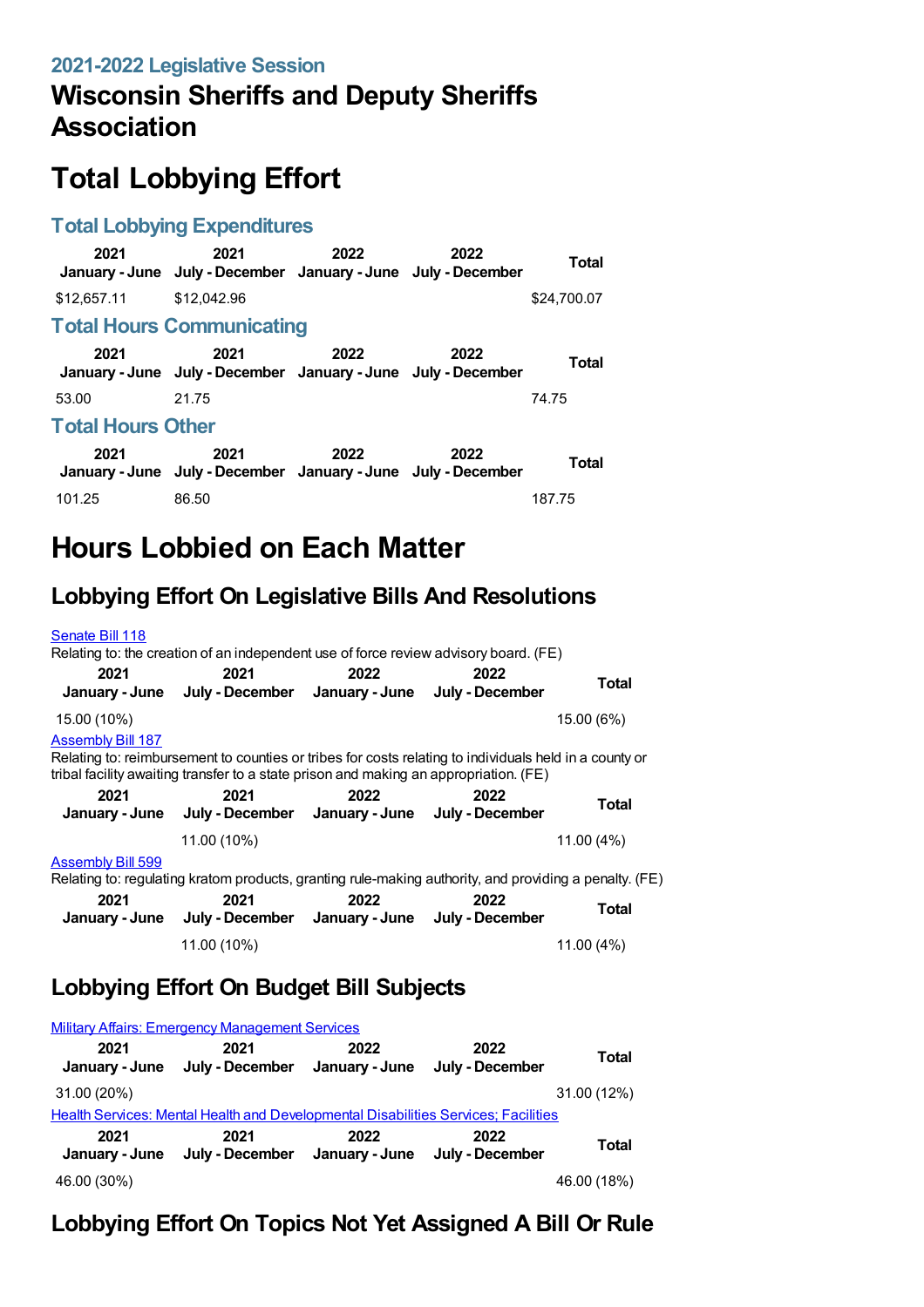## 2021-2022 Legislative Session

# Wisconsin Sheriffs and Deputy Sheriffs Association

# Total Lobbying Effort

### Total Lobbying Expenditures

| 2021 January - June | 2021 July - December | 2022 January - June | 2022 July - December | Total |
|---|---|---|---|---|
| $12,657.11 | $12,042.96 | | | $24,700.07 |

### Total Hours Communicating

| 2021 January - June | 2021 July - December | 2022 January - June | 2022 July - December | Total |
|---|---|---|---|---|
| 53.00 | 21.75 | | | 74.75 |

### Total Hours Other

| 2021 January - June | 2021 July - December | 2022 January - June | 2022 July - December | Total |
|---|---|---|---|---|
| 101.25 | 86.50 | | | 187.75 |

# Hours Lobbied on Each Matter

## Lobbying Effort On Legislative Bills And Resolutions

Senate Bill 118

Relating to: the creation of an independent use of force review advisory board. (FE)

| 2021 January - June | 2021 July - December | 2022 January - June | 2022 July - December | Total |
|---|---|---|---|---|
| 15.00 (10%) | | | | 15.00 (6%) |

Assembly Bill 187

Relating to: reimbursement to counties or tribes for costs relating to individuals held in a county or tribal facility awaiting transfer to a state prison and making an appropriation. (FE)

| 2021 January - June | 2021 July - December | 2022 January - June | 2022 July - December | Total |
|---|---|---|---|---|
| | 11.00 (10%) | | | 11.00 (4%) |

Assembly Bill 599

Relating to: regulating kratom products, granting rule-making authority, and providing a penalty. (FE)

| 2021 January - June | 2021 July - December | 2022 January - June | 2022 July - December | Total |
|---|---|---|---|---|
| | 11.00 (10%) | | | 11.00 (4%) |

## Lobbying Effort On Budget Bill Subjects

Military Affairs: Emergency Management Services

| 2021 January - June | 2021 July - December | 2022 January - June | 2022 July - December | Total |
|---|---|---|---|---|
| 31.00 (20%) | | | | 31.00 (12%) |

Health Services: Mental Health and Developmental Disabilities Services; Facilities

| 2021 January - June | 2021 July - December | 2022 January - June | 2022 July - December | Total |
|---|---|---|---|---|
| 46.00 (30%) | | | | 46.00 (18%) |

## Lobbying Effort On Topics Not Yet Assigned A Bill Or Rule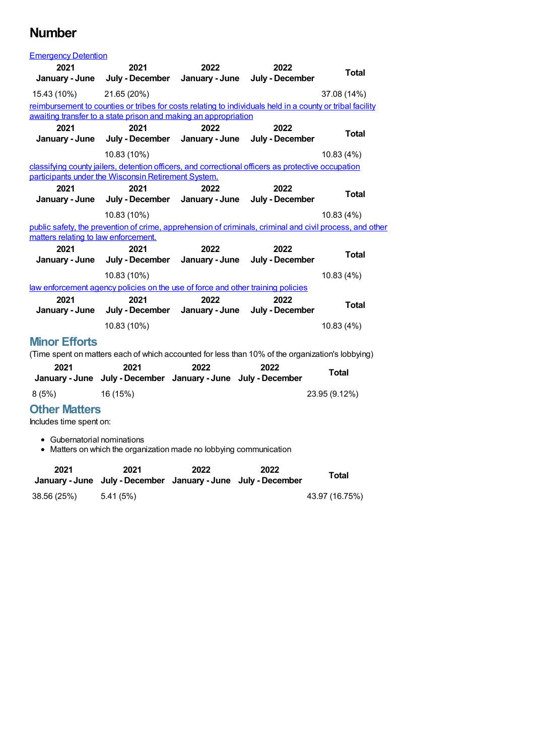## Number

Emergency Detention

| 2021 January - June | 2021 July - December | 2022 January - June | 2022 July - December | Total |
|---|---|---|---|---|
| 15.43 (10%) | 21.65 (20%) | | | 37.08 (14%) |

reimbursement to counties or tribes for costs relating to individuals held in a county or tribal facility awaiting transfer to a state prison and making an appropriation

| 2021 January - June | 2021 July - December | 2022 January - June | 2022 July - December | Total |
|---|---|---|---|---|
| | 10.83 (10%) | | | 10.83 (4%) |

classifying county jailers, detention officers, and correctional officers as protective occupation participants under the Wisconsin Retirement System.

| 2021 January - June | 2021 July - December | 2022 January - June | 2022 July - December | Total |
|---|---|---|---|---|
| | 10.83 (10%) | | | 10.83 (4%) |

public safety, the prevention of crime, apprehension of criminals, criminal and civil process, and other matters relating to law enforcement.

| 2021 January - June | 2021 July - December | 2022 January - June | 2022 July - December | Total |
|---|---|---|---|---|
| | 10.83 (10%) | | | 10.83 (4%) |

law enforcement agency policies on the use of force and other training policies

| 2021 January - June | 2021 July - December | 2022 January - June | 2022 July - December | Total |
|---|---|---|---|---|
| | 10.83 (10%) | | | 10.83 (4%) |

### Minor Efforts

(Time spent on matters each of which accounted for less than 10% of the organization's lobbying)

| 2021 January - June | 2021 July - December | 2022 January - June | 2022 July - December | Total |
|---|---|---|---|---|
| 8 (5%) | 16 (15%) | | | 23.95 (9.12%) |

### Other Matters

Includes time spent on:

- Gubernatorial nominations
- Matters on which the organization made no lobbying communication

| 2021 January - June | 2021 July - December | 2022 January - June | 2022 July - December | Total |
|---|---|---|---|---|
| 38.56 (25%) | 5.41 (5%) | | | 43.97 (16.75%) |